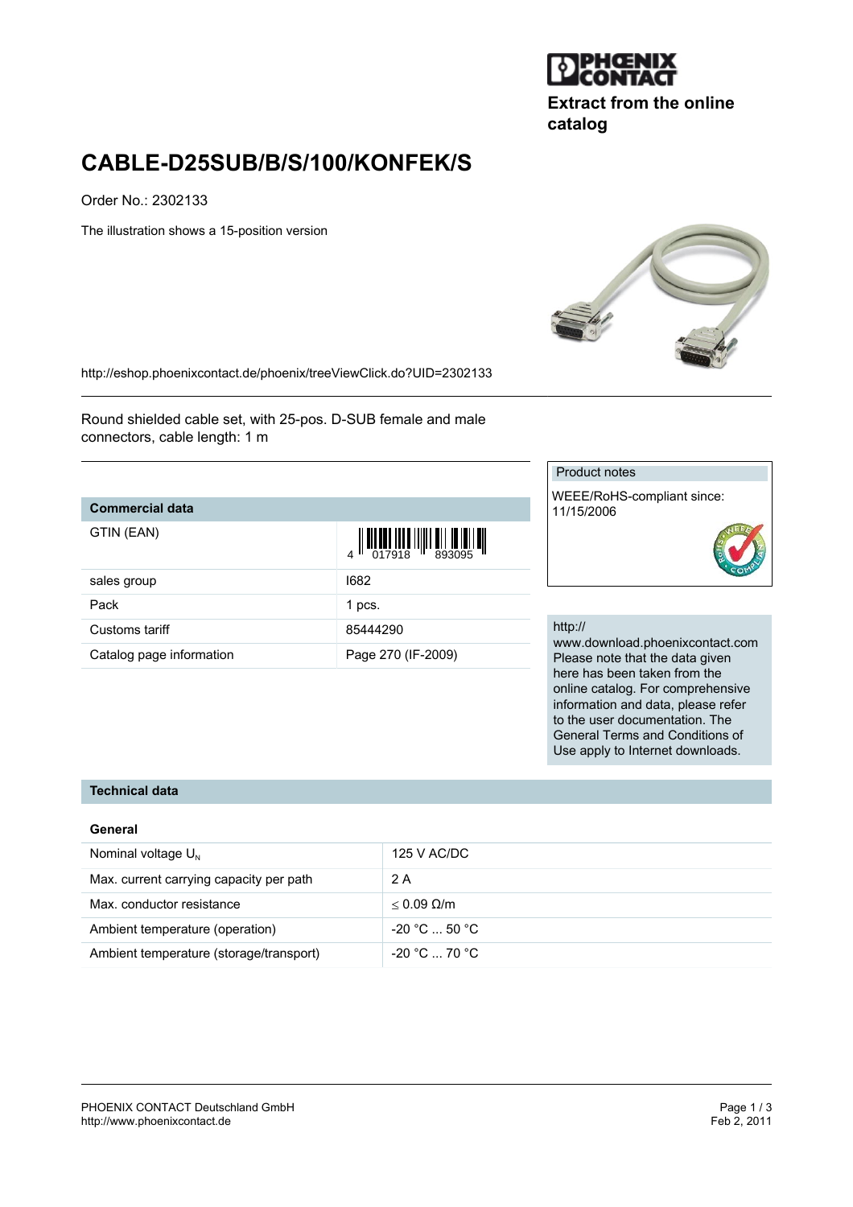Extract from the online catalog

# CABLE-D25SUB/B/S/100/KONFEK/S

Order No.: 2302133

The illustration shows a 15-position version

http://eshop.phoenixcontact.de/phoenix/treeViewClick.do?UID=2302133

Round shielded cable set, with 25-pos. D-SUB female and male connectors, cable length: 1 m

| Commercial data | |
|---|---|
| GTIN (EAN) | 4 017918 893095 |
| sales group | I682 |
| Pack | 1 pcs. |
| Customs tariff | 85444290 |
| Catalog page information | Page 270 (IF-2009) |

**Product notes**

WEEE/RoHS-compliant since: 11/15/2006

http://www.download.phoenixcontact.com Please note that the data given here has been taken from the online catalog. For comprehensive information and data, please refer to the user documentation. The General Terms and Conditions of Use apply to Internet downloads.

## Technical data

### General

| | |
|---|---|
| Nominal voltage $U_N$ | 125 V AC/DC |
| Max. current carrying capacity per path | 2 A |
| Max. conductor resistance | ≤ 0.09 Ω/m |
| Ambient temperature (operation) | -20 °C ... 50 °C |
| Ambient temperature (storage/transport) | -20 °C ... 70 °C |

PHOENIX CONTACT Deutschland GmbH
http://www.phoenixcontact.de

Feb 2, 2011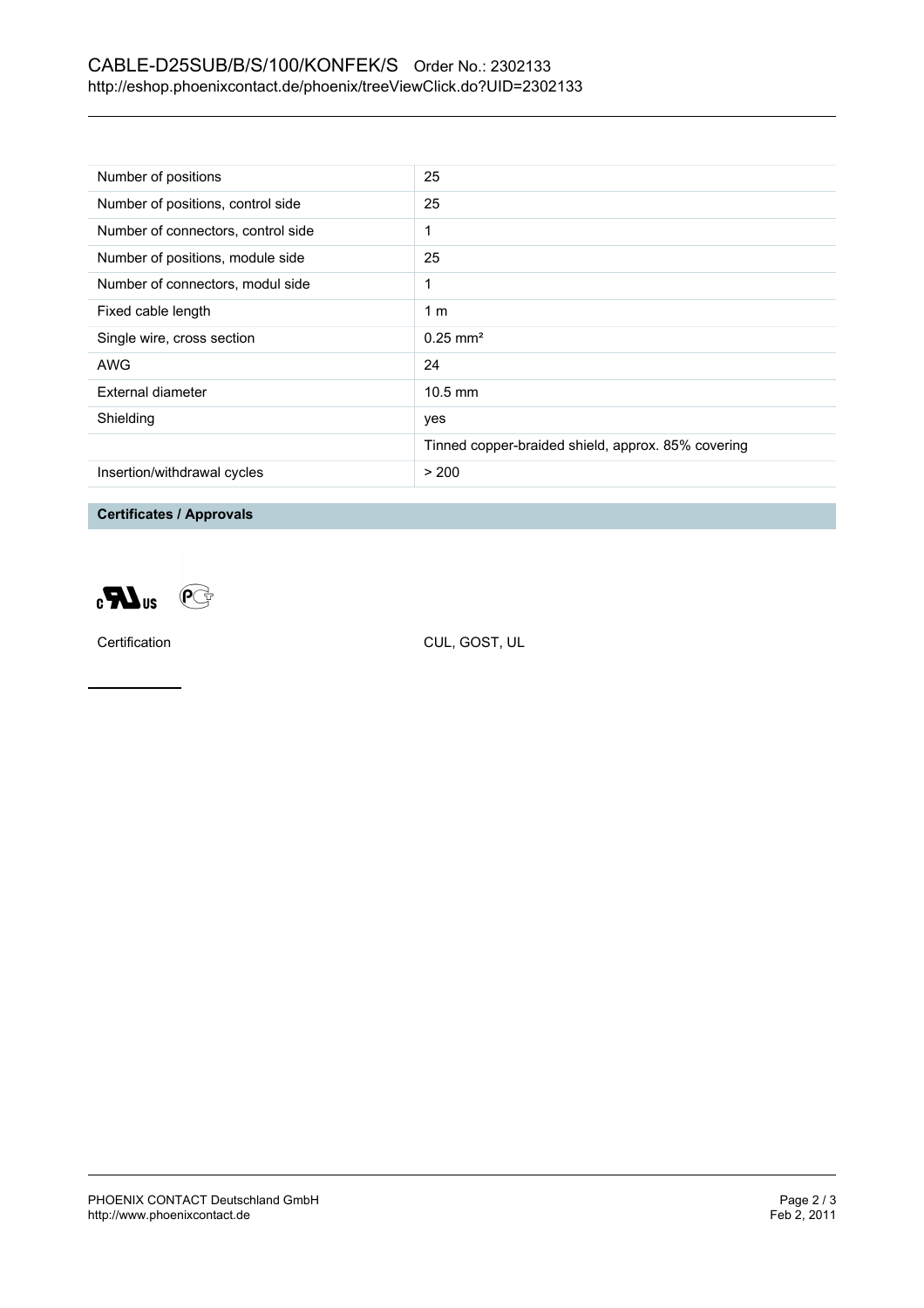| Number of positions | 25 |
|---|---|
| Number of positions, control side | 25 |
| Number of connectors, control side | 1 |
| Number of positions, module side | 25 |
| Number of connectors, modul side | 1 |
| Fixed cable length | 1 m |
| Single wire, cross section | 0.25 mm² |
| AWG | 24 |
| External diameter | 10.5 mm |
| Shielding | yes |
| | Tinned copper-braided shield, approx. 85% covering |
| Insertion/withdrawal cycles | > 200 |

## Certificates / Approvals

| Certification | CUL, GOST, UL |
|---|---|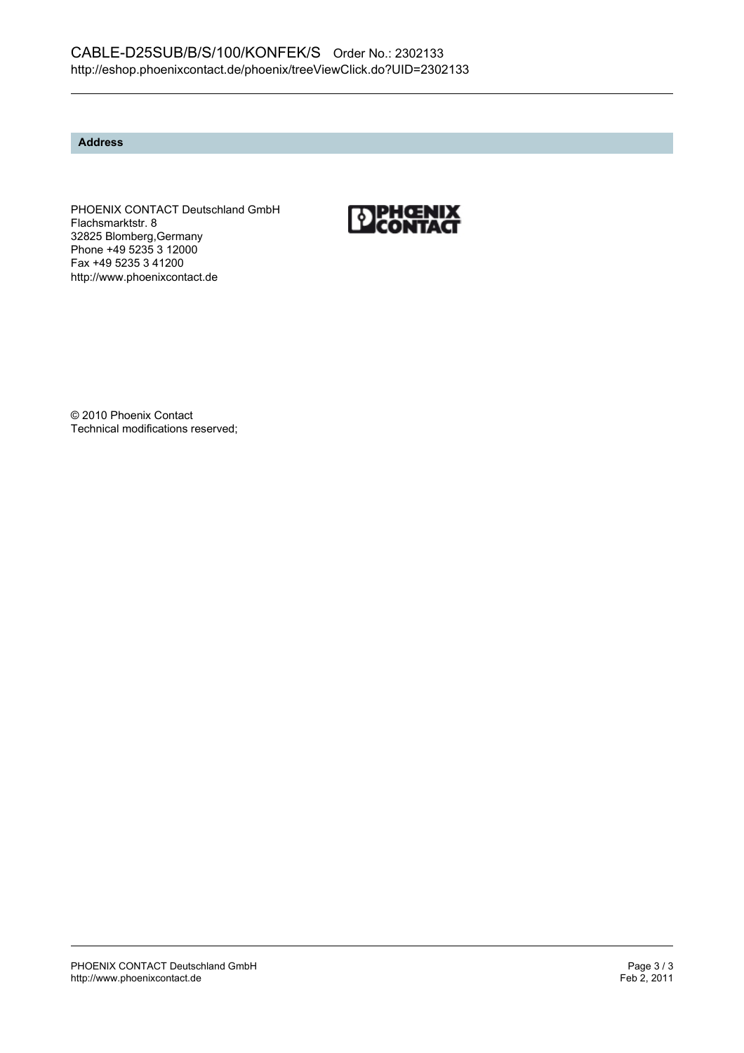## Address

PHOENIX CONTACT Deutschland GmbH
Flachsmarktstr. 8
32825 Blomberg,Germany
Phone +49 5235 3 12000
Fax +49 5235 3 41200
http://www.phoenixcontact.de

© 2010 Phoenix Contact
Technical modifications reserved;